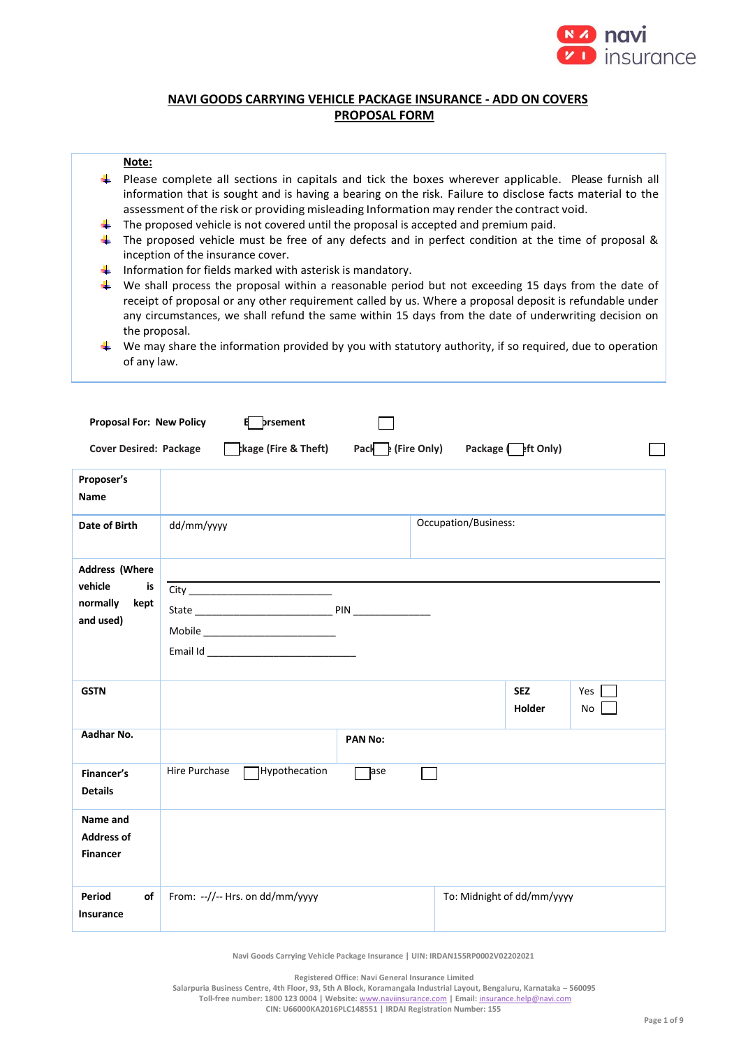## NAVI GOODS CARRYING VEHICLE PACKAGE INSURANCE - ADD ON COVERS PROPOSAL FORM

**Note:**

- Please complete all sections in capitals and tick the boxes wherever applicable. Please furnish all information that is sought and is having a bearing on the risk. Failure to disclose facts material to the assessment of the risk or providing misleading Information may render the contract void.
- The proposed vehicle is not covered until the proposal is accepted and premium paid.
- The proposed vehicle must be free of any defects and in perfect condition at the time of proposal & inception of the insurance cover.
- Information for fields marked with asterisk is mandatory.
- We shall process the proposal within a reasonable period but not exceeding 15 days from the date of receipt of proposal or any other requirement called by us. Where a proposal deposit is refundable under any circumstances, we shall refund the same within 15 days from the date of underwriting decision on the proposal.
- We may share the information provided by you with statutory authority, if so required, due to operation of any law.

**Proposal For: New Policy** ☐ **Endorsement** ☐

**Cover Desired: Package** ☐ **Package (Fire & Theft)** ☐ **Package (Fire Only)** ☐ **Package (Theft Only)** ☐

| | | | |
|---|---|---|---|
| **Proposer's Name** | | | |
| **Date of Birth** | dd/mm/yyyy | Occupation/Business: | |
| **Address (Where vehicle is normally kept and used)** | City ____________<br>State ____________ PIN ____________<br>Mobile ____________<br>Email Id ____________ | | |
| **GSTN** | | **SEZ Holder** | Yes ☐<br>No ☐ |
| **Aadhar No.** | | **PAN No:** | |
| **Financer's Details** | Hire Purchase ☐ Hypothecation ☐ Lease ☐ | | |
| **Name and Address of Financer** | | | |
| **Period of Insurance** | From: --//-- Hrs. on dd/mm/yyyy | To: Midnight of dd/mm/yyyy | |

Navi Goods Carrying Vehicle Package Insurance | UIN: IRDAN155RP0002V02202021

Registered Office: Navi General Insurance Limited
Salarpuria Business Centre, 4th Floor, 93, 5th A Block, Koramangala Industrial Layout, Bengaluru, Karnataka – 560095
Toll-free number: 1800 123 0004 | Website: www.naviinsurance.com | Email: insurance.help@navi.com
CIN: U66000KA2016PLC148551 | IRDAI Registration Number: 155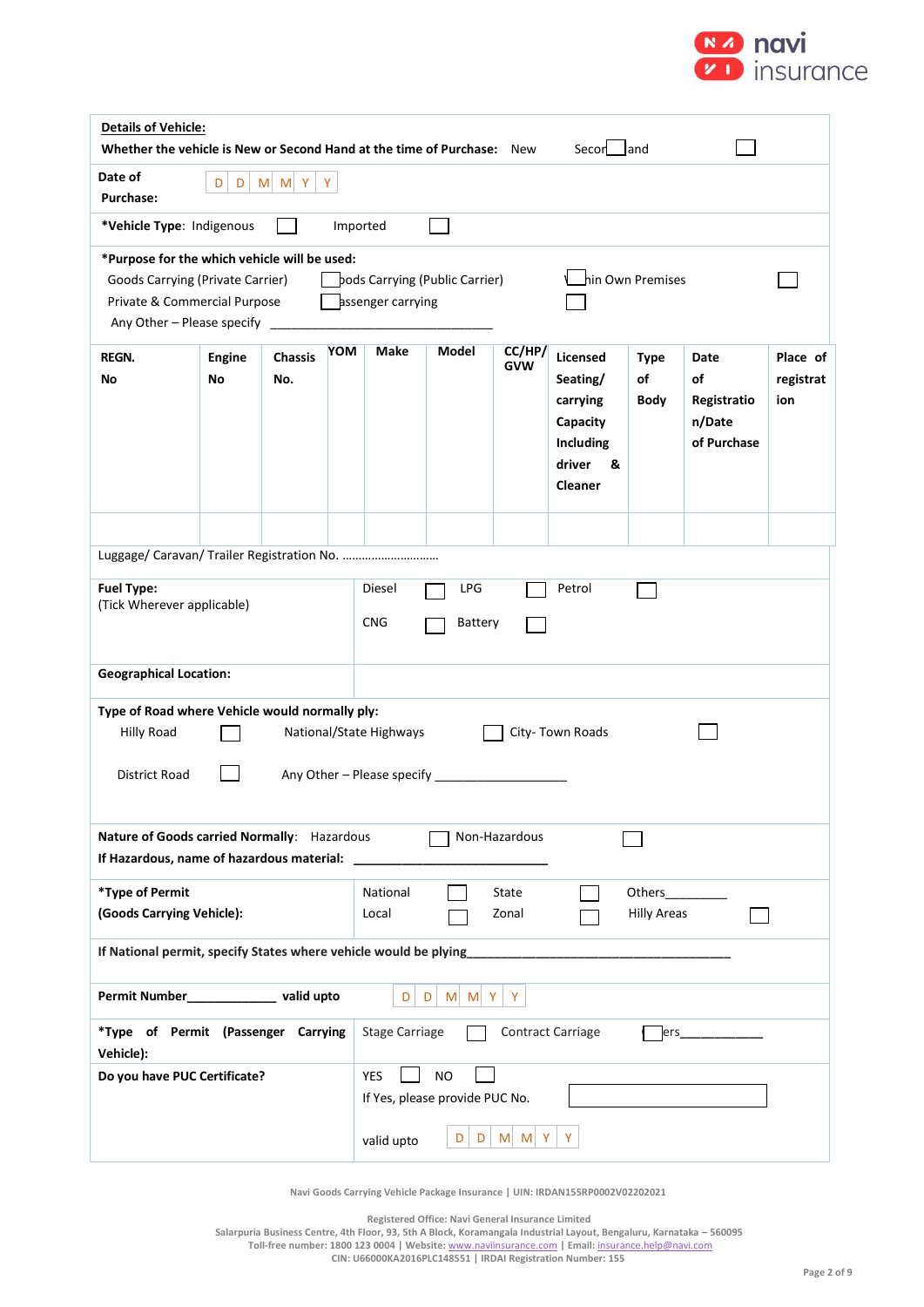**Details of Vehicle:**

**Whether the vehicle is New or Second Hand at the time of Purchase:** New ☐ Second Hand ☐

**Date of Purchase:** D D M M Y Y

***Vehicle Type**: Indigenous ☐ Imported ☐

***Purpose for the which vehicle will be used:**

Goods Carrying (Private Carrier) ☐ Goods Carrying (Public Carrier) ☐ Within Own Premises ☐

Private & Commercial Purpose ☐ Passenger carrying ☐

Any Other – Please specify ______________________________

| REGN. No | Engine No | Chassis No. | YOM | Make | Model | CC/HP/ GVW | Licensed Seating/ carrying Capacity Including driver & Cleaner | Type of Body | Date of Registration/Date of Purchase | Place of registration |
|---|---|---|---|---|---|---|---|---|---|---|
| | | | | | | | | | | |

Luggage/ Caravan/ Trailer Registration No. ..............................

**Fuel Type:**
(Tick Wherever applicable)

Diesel ☐ LPG ☐ Petrol ☐

CNG ☐ Battery ☐

**Geographical Location:**

**Type of Road where Vehicle would normally ply:**

Hilly Road ☐ National/State Highways ☐ City- Town Roads ☐

District Road ☐ Any Other – Please specify ____________________

**Nature of Goods carried Normally**: Hazardous ☐ Non-Hazardous ☐

**If Hazardous, name of hazardous material:** ____________________________

***Type of Permit (Goods Carrying Vehicle):**

National ☐ State ☐ Others_________

Local ☐ Zonal ☐ Hilly Areas ☐

**If National permit, specify States where vehicle would be plying**_______________________________________

**Permit Number**_____________ **valid upto** D D M M Y Y

***Type of Permit (Passenger Carrying Vehicle):** Stage Carriage ☐ Contract Carriage ☐ Others___________

**Do you have PUC Certificate?** YES ☐ NO ☐

If Yes, please provide PUC No. ☐

valid upto D D M M Y Y

Navi Goods Carrying Vehicle Package Insurance | UIN: IRDAN155RP0002V02202021

Registered Office: Navi General Insurance Limited
Salarpuria Business Centre, 4th Floor, 93, 5th A Block, Koramangala Industrial Layout, Bengaluru, Karnataka – 560095
Toll-free number: 1800 123 0004 | Website: www.naviinsurance.com | Email: insurance.help@navi.com
CIN: U66000KA2016PLC148551 | IRDAI Registration Number: 155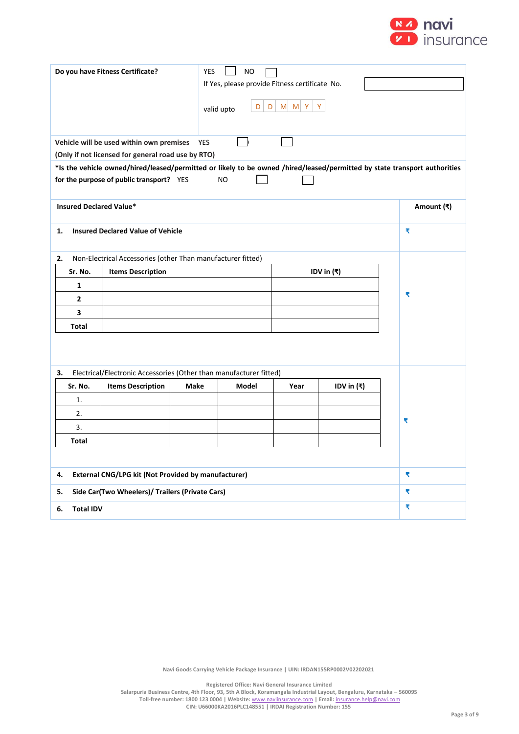| Do you have Fitness Certificate? | YES ☐ NO ☐ If Yes, please provide Fitness certificate No. ____ valid upto D D M M Y Y |
|---|---|
| Vehicle will be used within own premises (Only if not licensed for general road use by RTO) | YES ☐ ☐ |

*Is the vehicle owned/hired/leased/permitted or likely to be owned /hired/leased/permitted by state transport authorities for the purpose of public transport? YES NO ☐ ☐

| Insured Declared Value* | Amount (₹) |
|---|---|
| **1. Insured Declared Value of Vehicle** | ₹ |
| 2. Non-Electrical Accessories (other Than manufacturer fitted) | ₹ |
| 3. Electrical/Electronic Accessories (Other than manufacturer fitted) | ₹ |
| **4. External CNG/LPG kit (Not Provided by manufacturer)** | ₹ |
| **5. Side Car(Two Wheelers)/ Trailers (Private Cars)** | ₹ |
| **6. Total IDV** | ₹ |

**Non-Electrical Accessories (other Than manufacturer fitted)**

| Sr. No. | Items Description | IDV in (₹) |
|---|---|---|
| 1 | | |
| 2 | | |
| 3 | | |
| Total | | |

**Electrical/Electronic Accessories (Other than manufacturer fitted)**

| Sr. No. | Items Description | Make | Model | Year | IDV in (₹) |
|---|---|---|---|---|---|
| 1. | | | | | |
| 2. | | | | | |
| 3. | | | | | |
| Total | | | | | |

Navi Goods Carrying Vehicle Package Insurance | UIN: IRDAN155RP0002V02202021

Registered Office: Navi General Insurance Limited
Salarpuria Business Centre, 4th Floor, 93, 5th A Block, Koramangala Industrial Layout, Bengaluru, Karnataka – 560095
Toll-free number: 1800 123 0004 | Website: www.naviinsurance.com | Email: insurance.help@navi.com
CIN: U66000KA2016PLC148551 | IRDAI Registration Number: 155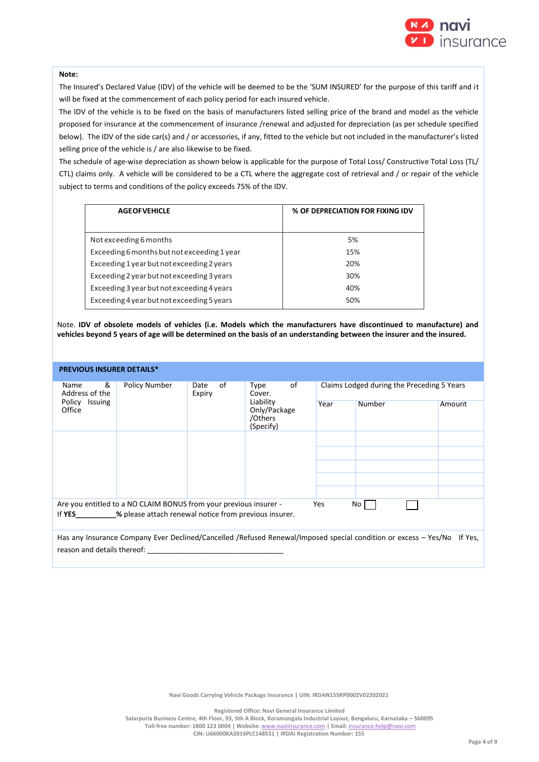**Note:**

The Insured's Declared Value (IDV) of the vehicle will be deemed to be the 'SUM INSURED' for the purpose of this tariff and it will be fixed at the commencement of each policy period for each insured vehicle.

The IDV of the vehicle is to be fixed on the basis of manufacturers listed selling price of the brand and model as the vehicle proposed for insurance at the commencement of insurance /renewal and adjusted for depreciation (as per schedule specified below). The IDV of the side car(s) and / or accessories, if any, fitted to the vehicle but not included in the manufacturer's listed selling price of the vehicle is / are also likewise to be fixed.

The schedule of age-wise depreciation as shown below is applicable for the purpose of Total Loss/ Constructive Total Loss (TL/ CTL) claims only. A vehicle will be considered to be a CTL where the aggregate cost of retrieval and / or repair of the vehicle subject to terms and conditions of the policy exceeds 75% of the IDV.

| AGE OF VEHICLE | % OF DEPRECIATION FOR FIXING IDV |
|---|---|
| Not exceeding 6 months | 5% |
| Exceeding 6 months but not exceeding 1 year | 15% |
| Exceeding 1 year but not exceeding 2 years | 20% |
| Exceeding 2 year but not exceeding 3 years | 30% |
| Exceeding 3 year but not exceeding 4 years | 40% |
| Exceeding 4 year but not exceeding 5 years | 50% |

Note. **IDV of obsolete models of vehicles (i.e. Models which the manufacturers have discontinued to manufacture) and vehicles beyond 5 years of age will be determined on the basis of an understanding between the insurer and the insured.**

**PREVIOUS INSURER DETAILS***

| Name & Address of the Policy Issuing Office | Policy Number | Date of Expiry | Type of Cover. Liability Only/Package /Others (Specify) | Claims Lodged during the Preceding 5 Years | | |
|---|---|---|---|---|---|---|
| | | | | Year | Number | Amount |
| | | | | | | |
| | | | | | | |
| | | | | | | |
| | | | | | | |

Are you entitled to a NO CLAIM BONUS from your previous insurer - Yes ☐ No ☐

If **YES**__________% please attach renewal notice from previous insurer.

Has any Insurance Company Ever Declined/Cancelled /Refused Renewal/Imposed special condition or excess – Yes/No If Yes, reason and details thereof: ___________________________________

Navi Goods Carrying Vehicle Package Insurance | UIN: IRDAN155RP0002V02202021

Registered Office: Navi General Insurance Limited
Salarpuria Business Centre, 4th Floor, 93, 5th A Block, Koramangala Industrial Layout, Bengaluru, Karnataka – 560095
Toll-free number: 1800 123 0004 | Website: www.naviinsurance.com | Email: insurance.help@navi.com
CIN: U66000KA2016PLC148551 | IRDAI Registration Number: 155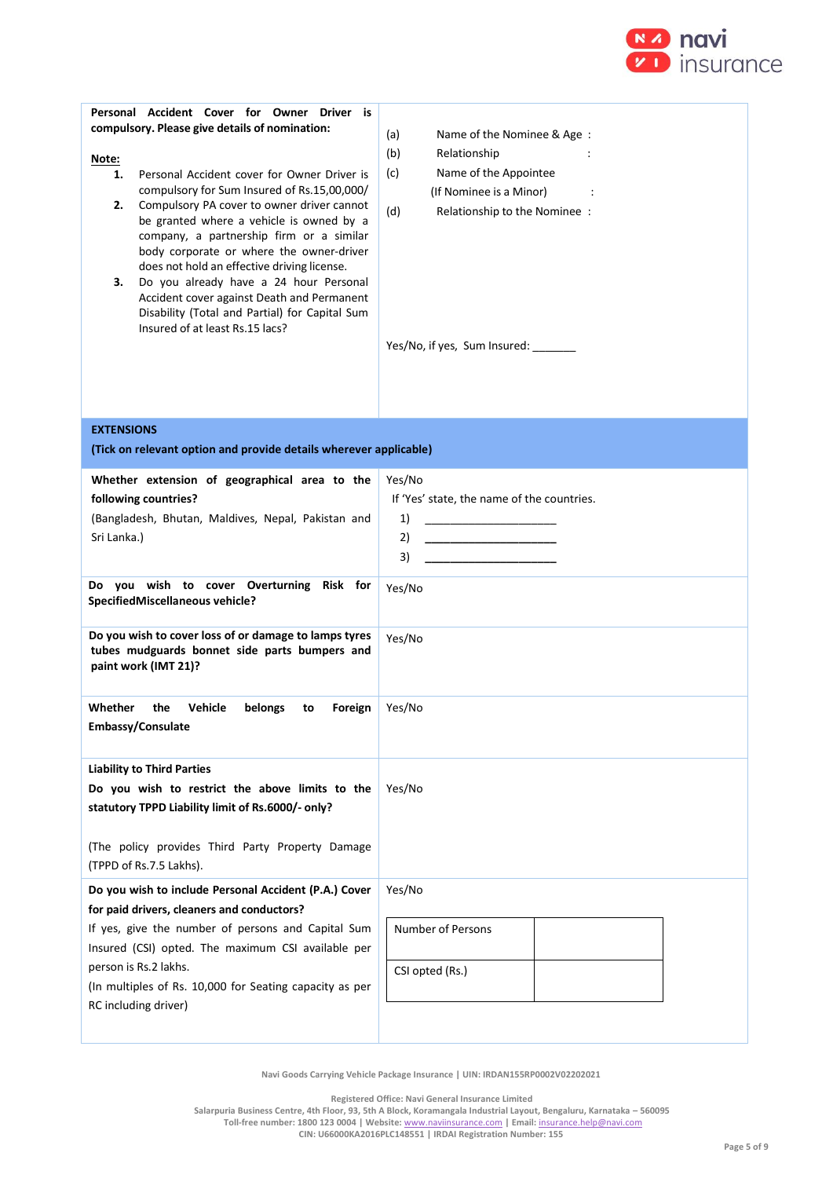| | |
|---|---|
| **Personal Accident Cover for Owner Driver is compulsory. Please give details of nomination:**<br><br>**Note:**<br>**1.** Personal Accident cover for Owner Driver is compulsory for Sum Insured of Rs.15,00,000/<br>**2.** Compulsory PA cover to owner driver cannot be granted where a vehicle is owned by a company, a partnership firm or a similar body corporate or where the owner-driver does not hold an effective driving license.<br>**3.** Do you already have a 24 hour Personal Accident cover against Death and Permanent Disability (Total and Partial) for Capital Sum Insured of at least Rs.15 lacs? | (a) Name of the Nominee & Age :<br>(b) Relationship :<br>(c) Name of the Appointee (If Nominee is a Minor) :<br>(d) Relationship to the Nominee :<br><br>Yes/No, if yes, Sum Insured: _______ |
| **EXTENSIONS**<br>**(Tick on relevant option and provide details wherever applicable)** | |
| **Whether extension of geographical area to the following countries?**<br>(Bangladesh, Bhutan, Maldives, Nepal, Pakistan and Sri Lanka.) | Yes/No<br>If 'Yes' state, the name of the countries.<br>1) ____________________<br>2) ____________________<br>3) ____________________ |
| **Do you wish to cover Overturning Risk for SpecifiedMiscellaneous vehicle?** | Yes/No |
| **Do you wish to cover loss of or damage to lamps tyres tubes mudguards bonnet side parts bumpers and paint work (IMT 21)?** | Yes/No |
| **Whether the Vehicle belongs to Foreign Embassy/Consulate** | Yes/No |
| **Liability to Third Parties**<br>**Do you wish to restrict the above limits to the statutory TPPD Liability limit of Rs.6000/- only?**<br><br>(The policy provides Third Party Property Damage (TPPD of Rs.7.5 Lakhs). | Yes/No |
| **Do you wish to include Personal Accident (P.A.) Cover for paid drivers, cleaners and conductors?**<br>If yes, give the number of persons and Capital Sum Insured (CSI) opted. The maximum CSI available per person is Rs.2 lakhs.<br>(In multiples of Rs. 10,000 for Seating capacity as per RC including driver) | Yes/No<br><br>Number of Persons: ______<br>CSI opted (Rs.): ______ |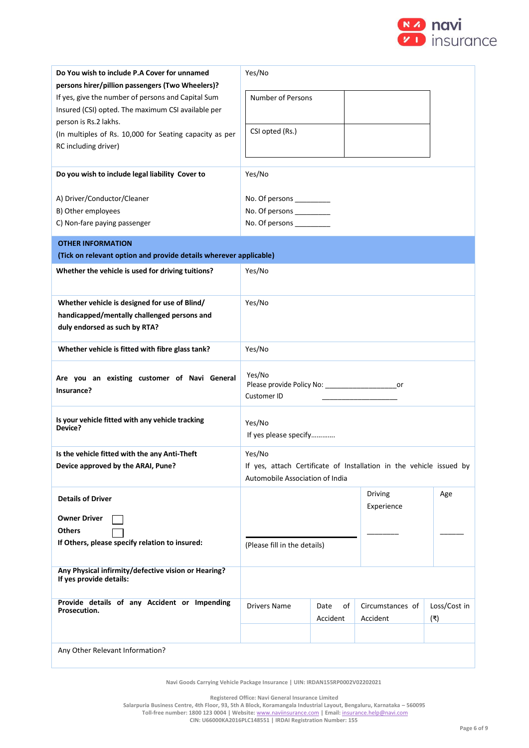| | |
|---|---|
| **Do You wish to include P.A Cover for unnamed persons hirer/pillion passengers (Two Wheelers)?** If yes, give the number of persons and Capital Sum Insured (CSI) opted. The maximum CSI available per person is Rs.2 lakhs. (In multiples of Rs. 10,000 for Seating capacity as per RC including driver) | Yes/No<br>Number of Persons: <br>CSI opted (Rs.): |
| **Do you wish to include legal liability Cover to**<br>A) Driver/Conductor/Cleaner<br>B) Other employees<br>C) Non-fare paying passenger | Yes/No<br>No. Of persons _________<br>No. Of persons _________<br>No. Of persons _________ |

| **OTHER INFORMATION (Tick on relevant option and provide details wherever applicable)** | |
|---|---|
| **Whether the vehicle is used for driving tuitions?** | Yes/No |
| **Whether vehicle is designed for use of Blind/ handicapped/mentally challenged persons and duly endorsed as such by RTA?** | Yes/No |
| **Whether vehicle is fitted with fibre glass tank?** | Yes/No |
| **Are you an existing customer of Navi General Insurance?** | Yes/No<br>Please provide Policy No: ___________________or<br>Customer ID ____________________ |
| **Is your vehicle fitted with any vehicle tracking Device?** | Yes/No<br>If yes please specify………… |
| **Is the vehicle fitted with the any Anti-Theft Device approved by the ARAI, Pune?** | Yes/No<br>If yes, attach Certificate of Installation in the vehicle issued by Automobile Association of India |

| **Details of Driver** | | Driving Experience | Age |
|---|---|---|---|
| **Owner Driver** ☐<br>**Others** ☐<br>**If Others, please specify relation to insured:** | (Please fill in the details) | ________ | ______ |

| | | | | |
|---|---|---|---|---|
| **Any Physical infirmity/defective vision or Hearing? If yes provide details:** | | | | |
| **Provide details of any Accident or Impending Prosecution.** | Drivers Name | Date of Accident | Circumstances of Accident | Loss/Cost in (₹) |
| | | | | |
| Any Other Relevant Information? | | | | |

Navi Goods Carrying Vehicle Package Insurance | UIN: IRDAN155RP0002V02202021

Registered Office: Navi General Insurance Limited
Salarpuria Business Centre, 4th Floor, 93, 5th A Block, Koramangala Industrial Layout, Bengaluru, Karnataka – 560095
Toll-free number: 1800 123 0004 | Website: www.naviinsurance.com | Email: insurance.help@navi.com
CIN: U66000KA2016PLC148551 | IRDAI Registration Number: 155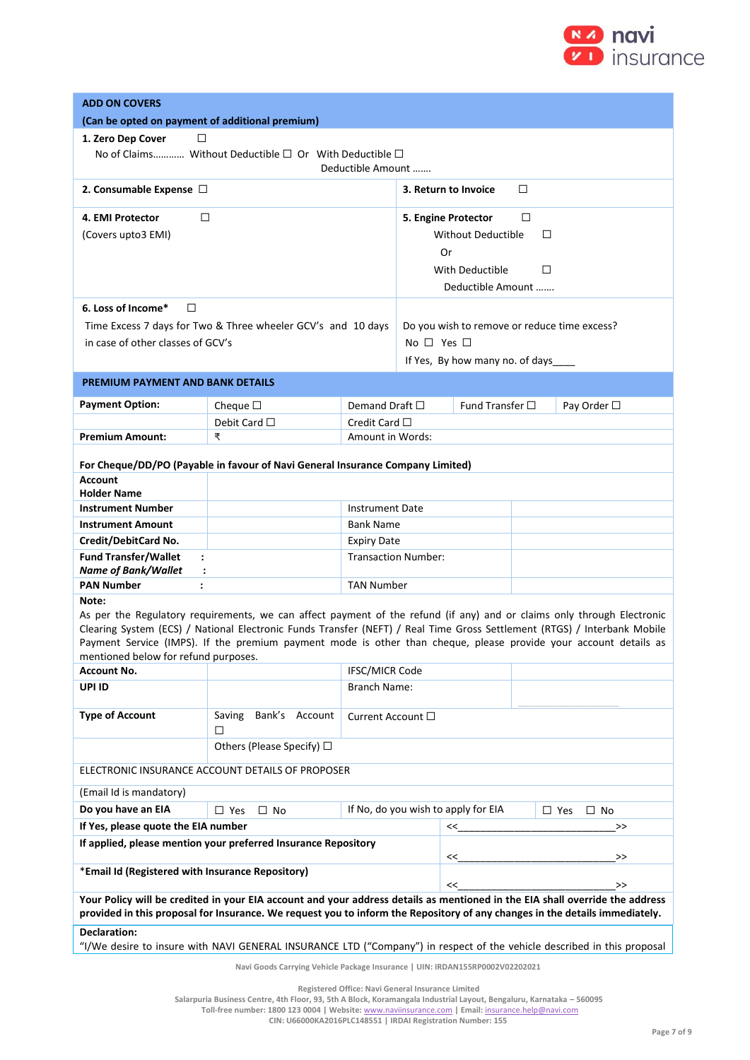## ADD ON COVERS

**(Can be opted on payment of additional premium)**

**1. Zero Dep Cover** ☐
No of Claims………… Without Deductible ☐ Or With Deductible ☐
Deductible Amount …….

| | |
|---|---|
| **2. Consumable Expense** ☐ | **3. Return to Invoice** ☐ |
| **4. EMI Protector** ☐<br>(Covers upto3 EMI) | **5. Engine Protector** ☐<br>Without Deductible ☐<br>Or<br>With Deductible ☐<br>Deductible Amount ……. |
| **6. Loss of Income*** ☐<br>Time Excess 7 days for Two & Three wheeler GCV's and 10 days in case of other classes of GCV's | Do you wish to remove or reduce time excess?<br>No ☐ Yes ☐<br>If Yes, By how many no. of days____ |

## PREMIUM PAYMENT AND BANK DETAILS

| | | | | |
|---|---|---|---|---|
| **Payment Option:** | Cheque ☐ | Demand Draft ☐ | Fund Transfer ☐ | Pay Order ☐ |
| | Debit Card ☐ | Credit Card ☐ | | |
| **Premium Amount:** | ₹ | Amount in Words: | | |

**For Cheque/DD/PO (Payable in favour of Navi General Insurance Company Limited)**

| | | | |
|---|---|---|---|
| **Account Holder Name** | | | |
| **Instrument Number** | | Instrument Date | |
| **Instrument Amount** | | Bank Name | |
| **Credit/DebitCard No.** | | Expiry Date | |
| **Fund Transfer/Wallet :**<br>***Name of Bank/Wallet :*** | | Transaction Number: | |
| **PAN Number :** | | TAN Number | |

**Note:**
As per the Regulatory requirements, we can affect payment of the refund (if any) and or claims only through Electronic Clearing System (ECS) / National Electronic Funds Transfer (NEFT) / Real Time Gross Settlement (RTGS) / Interbank Mobile Payment Service (IMPS). If the premium payment mode is other than cheque, please provide your account details as mentioned below for refund purposes.

| | | | |
|---|---|---|---|
| **Account No.** | | IFSC/MICR Code | |
| **UPI ID** | | Branch Name: | |
| **Type of Account** | Saving Bank's Account ☐ | Current Account ☐ | |
| | Others (Please Specify) ☐ | | |

ELECTRONIC INSURANCE ACCOUNT DETAILS OF PROPOSER

(Email Id is mandatory)

| | | | |
|---|---|---|---|
| **Do you have an EIA** | ☐ Yes ☐ No | If No, do you wish to apply for EIA | ☐ Yes ☐ No |
| **If Yes, please quote the EIA number** | | | <<______________________________>> |
| **If applied, please mention your preferred Insurance Repository** | | | <<______________________________>> |
| ***Email Id (Registered with Insurance Repository)** | | | <<______________________________>> |

**Your Policy will be credited in your EIA account and your address details as mentioned in the EIA shall override the address provided in this proposal for Insurance. We request you to inform the Repository of any changes in the details immediately.**

**Declaration:**
"I/We desire to insure with NAVI GENERAL INSURANCE LTD ("Company") in respect of the vehicle described in this proposal

Navi Goods Carrying Vehicle Package Insurance | UIN: IRDAN155RP0002V02202021

Registered Office: Navi General Insurance Limited
Salarpuria Business Centre, 4th Floor, 93, 5th A Block, Koramangala Industrial Layout, Bengaluru, Karnataka – 560095
Toll-free number: 1800 123 0004 | Website: www.naviinsurance.com | Email: insurance.help@navi.com
CIN: U66000KA2016PLC148551 | IRDAI Registration Number: 155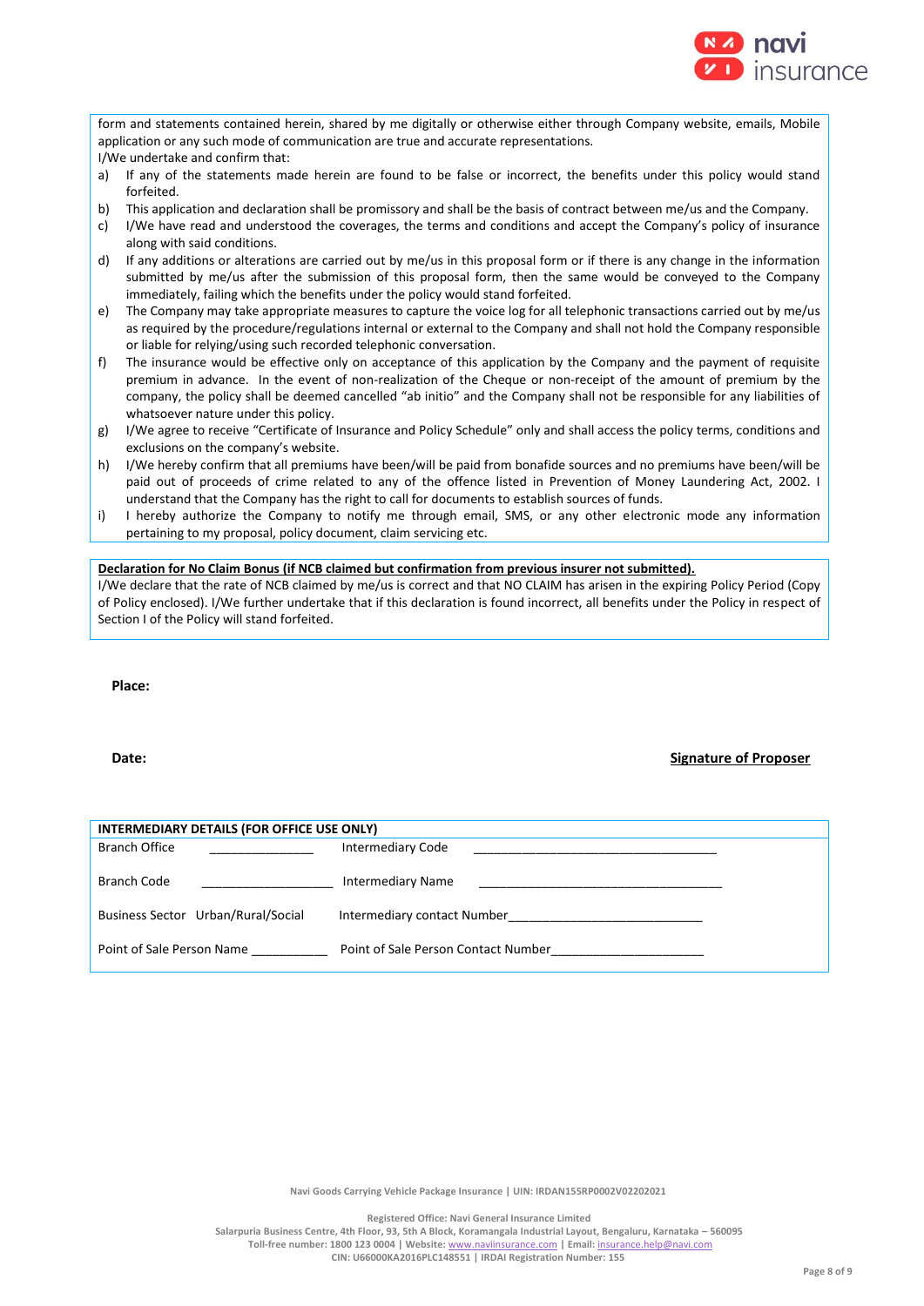form and statements contained herein, shared by me digitally or otherwise either through Company website, emails, Mobile application or any such mode of communication are true and accurate representations.

I/We undertake and confirm that:

a) If any of the statements made herein are found to be false or incorrect, the benefits under this policy would stand forfeited.
b) This application and declaration shall be promissory and shall be the basis of contract between me/us and the Company.
c) I/We have read and understood the coverages, the terms and conditions and accept the Company's policy of insurance along with said conditions.
d) If any additions or alterations are carried out by me/us in this proposal form or if there is any change in the information submitted by me/us after the submission of this proposal form, then the same would be conveyed to the Company immediately, failing which the benefits under the policy would stand forfeited.
e) The Company may take appropriate measures to capture the voice log for all telephonic transactions carried out by me/us as required by the procedure/regulations internal or external to the Company and shall not hold the Company responsible or liable for relying/using such recorded telephonic conversation.
f) The insurance would be effective only on acceptance of this application by the Company and the payment of requisite premium in advance. In the event of non-realization of the Cheque or non-receipt of the amount of premium by the company, the policy shall be deemed cancelled "ab initio" and the Company shall not be responsible for any liabilities of whatsoever nature under this policy.
g) I/We agree to receive "Certificate of Insurance and Policy Schedule" only and shall access the policy terms, conditions and exclusions on the company's website.
h) I/We hereby confirm that all premiums have been/will be paid from bonafide sources and no premiums have been/will be paid out of proceeds of crime related to any of the offence listed in Prevention of Money Laundering Act, 2002. I understand that the Company has the right to call for documents to establish sources of funds.
i) I hereby authorize the Company to notify me through email, SMS, or any other electronic mode any information pertaining to my proposal, policy document, claim servicing etc.

**Declaration for No Claim Bonus (if NCB claimed but confirmation from previous insurer not submitted).**

I/We declare that the rate of NCB claimed by me/us is correct and that NO CLAIM has arisen in the expiring Policy Period (Copy of Policy enclosed). I/We further undertake that if this declaration is found incorrect, all benefits under the Policy in respect of Section I of the Policy will stand forfeited.

**Place:**

**Date:** **Signature of Proposer**

| INTERMEDIARY DETAILS (FOR OFFICE USE ONLY) | | | |
|---|---|---|---|
| Branch Office | ______________ | Intermediary Code | ___________________________________ |
| Branch Code | __________________ | Intermediary Name | ___________________________________ |
| Business Sector | Urban/Rural/Social | Intermediary contact Number | ___________________________ |
| Point of Sale Person Name | ___________ | Point of Sale Person Contact Number | _____________________ |

Navi Goods Carrying Vehicle Package Insurance | UIN: IRDAN155RP0002V02202021

Registered Office: Navi General Insurance Limited
Salarpuria Business Centre, 4th Floor, 93, 5th A Block, Koramangala Industrial Layout, Bengaluru, Karnataka – 560095
Toll-free number: 1800 123 0004 | Website: www.naviinsurance.com | Email: insurance.help@navi.com
CIN: U66000KA2016PLC148551 | IRDAI Registration Number: 155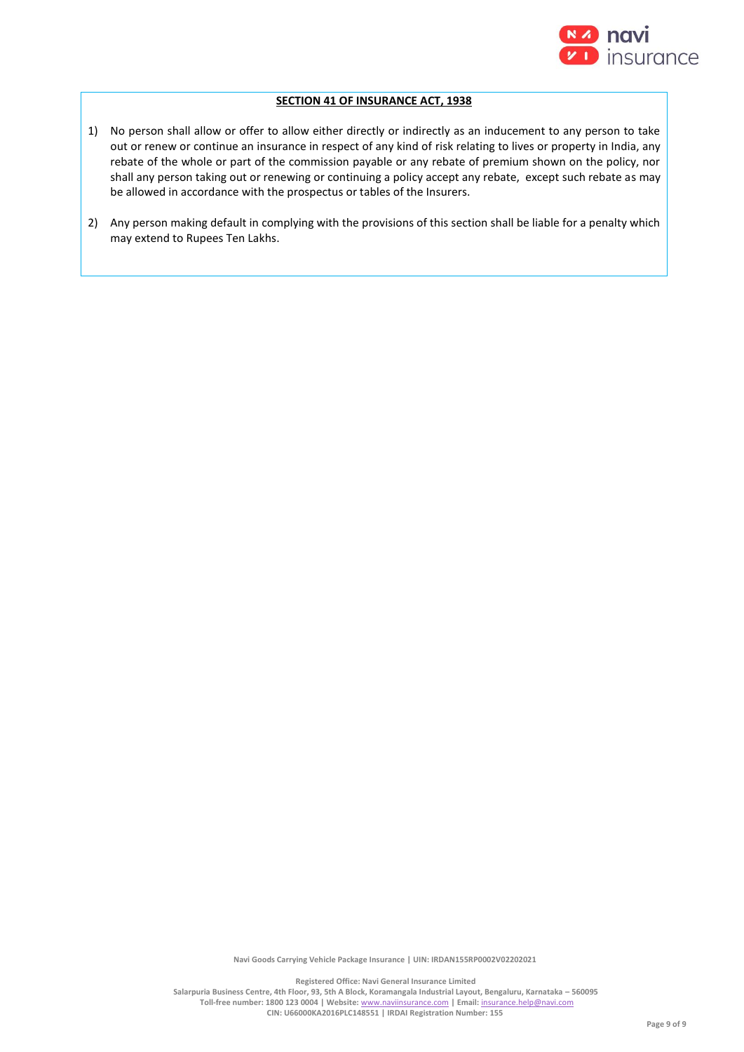## SECTION 41 OF INSURANCE ACT, 1938

1) No person shall allow or offer to allow either directly or indirectly as an inducement to any person to take out or renew or continue an insurance in respect of any kind of risk relating to lives or property in India, any rebate of the whole or part of the commission payable or any rebate of premium shown on the policy, nor shall any person taking out or renewing or continuing a policy accept any rebate, except such rebate as may be allowed in accordance with the prospectus or tables of the Insurers.

2) Any person making default in complying with the provisions of this section shall be liable for a penalty which may extend to Rupees Ten Lakhs.